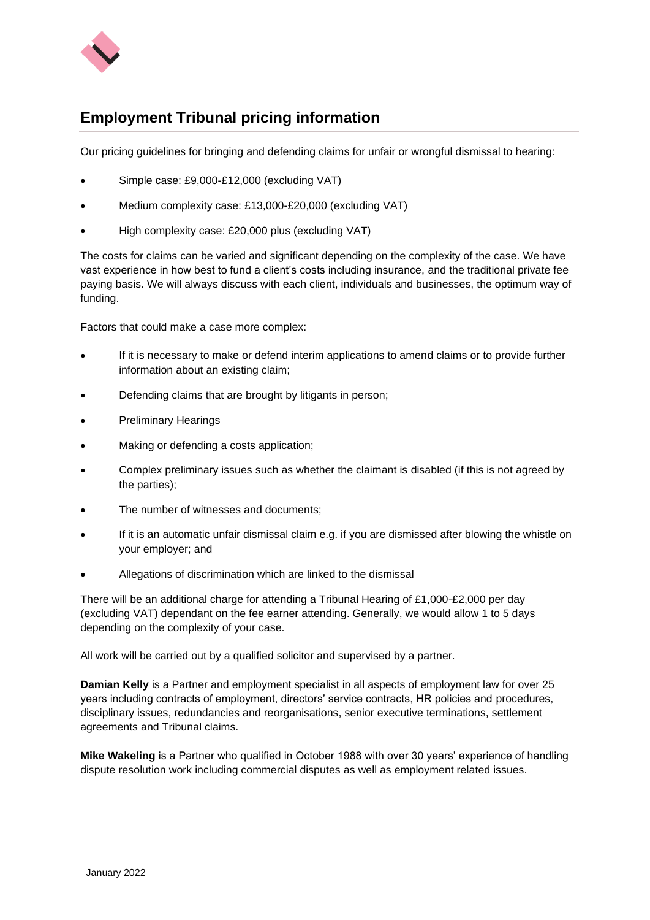# Employment Tribunal pricing information

Our pricing guidelines for bringing and defending claims for unfair or wrongful dismissal to hearing:

- Simple case: £9,000-£12,000 (excluding VAT)
- Medium complexity case: £13,000-£20,000 (excluding VAT)
- High complexity case: £20,000 plus (excluding VAT)

The costs for claims can be varied and significant depending on the complexity of the case. We have vast experience in how best to fund a client's costs including insurance, and the traditional private fee paying basis. We will always discuss with each client, individuals and businesses, the optimum way of funding.

Factors that could make a case more complex:

- If it is necessary to make or defend interim applications to amend claims or to provide further information about an existing claim;
- Defending claims that are brought by litigants in person;
- Preliminary Hearings
- Making or defending a costs application;
- Complex preliminary issues such as whether the claimant is disabled (if this is not agreed by the parties);
- The number of witnesses and documents;
- If it is an automatic unfair dismissal claim e.g. if you are dismissed after blowing the whistle on your employer; and
- Allegations of discrimination which are linked to the dismissal

There will be an additional charge for attending a Tribunal Hearing of £1,000-£2,000 per day (excluding VAT) dependant on the fee earner attending. Generally, we would allow 1 to 5 days depending on the complexity of your case.

All work will be carried out by a qualified solicitor and supervised by a partner.

**Damian Kelly** is a Partner and employment specialist in all aspects of employment law for over 25 years including contracts of employment, directors' service contracts, HR policies and procedures, disciplinary issues, redundancies and reorganisations, senior executive terminations, settlement agreements and Tribunal claims.

**Mike Wakeling** is a Partner who qualified in October 1988 with over 30 years' experience of handling dispute resolution work including commercial disputes as well as employment related issues.

January 2022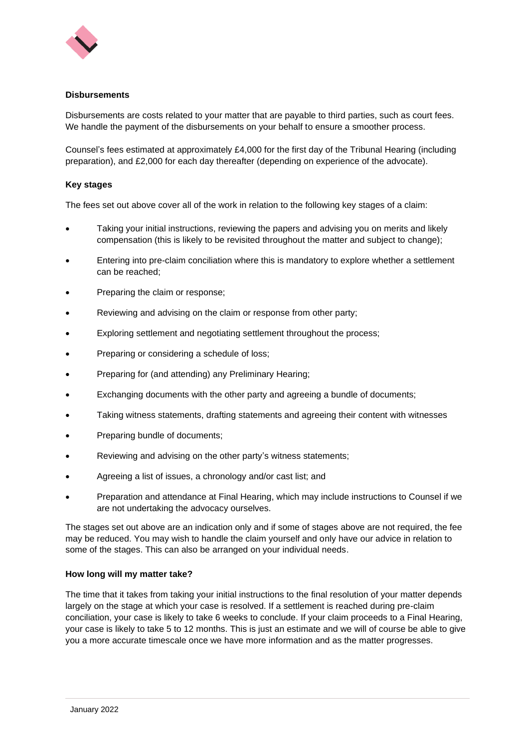**Disbursements**

Disbursements are costs related to your matter that are payable to third parties, such as court fees. We handle the payment of the disbursements on your behalf to ensure a smoother process.

Counsel's fees estimated at approximately £4,000 for the first day of the Tribunal Hearing (including preparation), and £2,000 for each day thereafter (depending on experience of the advocate).

**Key stages**

The fees set out above cover all of the work in relation to the following key stages of a claim:

- Taking your initial instructions, reviewing the papers and advising you on merits and likely compensation (this is likely to be revisited throughout the matter and subject to change);
- Entering into pre-claim conciliation where this is mandatory to explore whether a settlement can be reached;
- Preparing the claim or response;
- Reviewing and advising on the claim or response from other party;
- Exploring settlement and negotiating settlement throughout the process;
- Preparing or considering a schedule of loss;
- Preparing for (and attending) any Preliminary Hearing;
- Exchanging documents with the other party and agreeing a bundle of documents;
- Taking witness statements, drafting statements and agreeing their content with witnesses
- Preparing bundle of documents;
- Reviewing and advising on the other party's witness statements;
- Agreeing a list of issues, a chronology and/or cast list; and
- Preparation and attendance at Final Hearing, which may include instructions to Counsel if we are not undertaking the advocacy ourselves.

The stages set out above are an indication only and if some of stages above are not required, the fee may be reduced. You may wish to handle the claim yourself and only have our advice in relation to some of the stages. This can also be arranged on your individual needs.

**How long will my matter take?**

The time that it takes from taking your initial instructions to the final resolution of your matter depends largely on the stage at which your case is resolved. If a settlement is reached during pre-claim conciliation, your case is likely to take 6 weeks to conclude. If your claim proceeds to a Final Hearing, your case is likely to take 5 to 12 months. This is just an estimate and we will of course be able to give you a more accurate timescale once we have more information and as the matter progresses.

January 2022